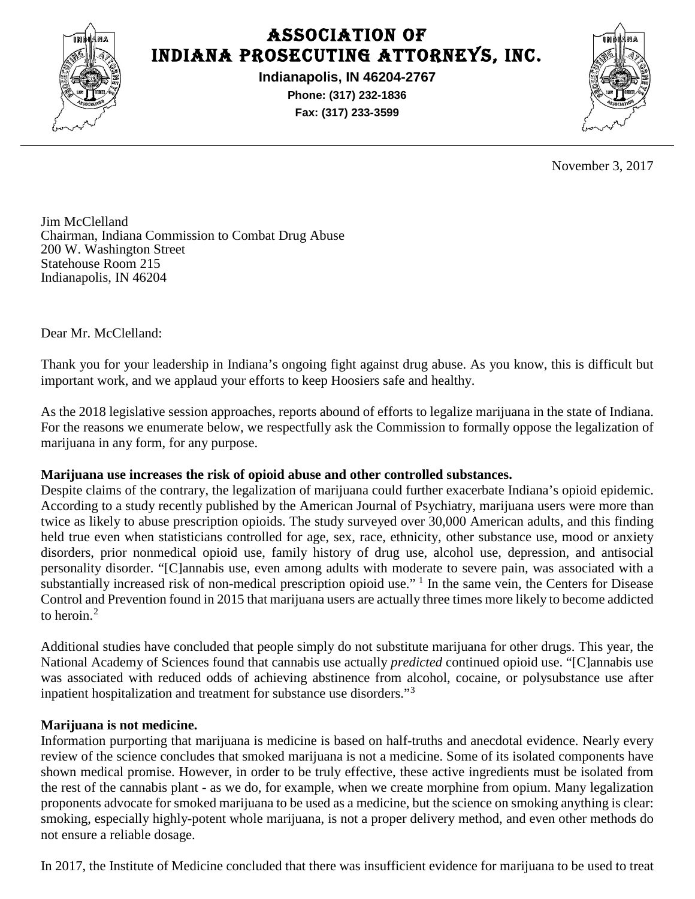# ASSOCIATION OF INDIANA PROSECUTING ATTORNEYS, INC.

**Indianapolis, IN 46204-2767**

**Phone: (317) 232-1836**

**Fax: (317) 233-3599**

November 3, 2017

Jim McClelland
Chairman, Indiana Commission to Combat Drug Abuse
200 W. Washington Street
Statehouse Room 215
Indianapolis, IN 46204

Dear Mr. McClelland:

Thank you for your leadership in Indiana's ongoing fight against drug abuse. As you know, this is difficult but important work, and we applaud your efforts to keep Hoosiers safe and healthy.

As the 2018 legislative session approaches, reports abound of efforts to legalize marijuana in the state of Indiana. For the reasons we enumerate below, we respectfully ask the Commission to formally oppose the legalization of marijuana in any form, for any purpose.

**Marijuana use increases the risk of opioid abuse and other controlled substances.**
Despite claims of the contrary, the legalization of marijuana could further exacerbate Indiana's opioid epidemic. According to a study recently published by the American Journal of Psychiatry, marijuana users were more than twice as likely to abuse prescription opioids. The study surveyed over 30,000 American adults, and this finding held true even when statisticians controlled for age, sex, race, ethnicity, other substance use, mood or anxiety disorders, prior nonmedical opioid use, family history of drug use, alcohol use, depression, and antisocial personality disorder. "[C]annabis use, even among adults with moderate to severe pain, was associated with a substantially increased risk of non-medical prescription opioid use." [1] In the same vein, the Centers for Disease Control and Prevention found in 2015 that marijuana users are actually three times more likely to become addicted to heroin.[2]

Additional studies have concluded that people simply do not substitute marijuana for other drugs. This year, the National Academy of Sciences found that cannabis use actually *predicted* continued opioid use. "[C]annabis use was associated with reduced odds of achieving abstinence from alcohol, cocaine, or polysubstance use after inpatient hospitalization and treatment for substance use disorders."[3]

**Marijuana is not medicine.**
Information purporting that marijuana is medicine is based on half-truths and anecdotal evidence. Nearly every review of the science concludes that smoked marijuana is not a medicine. Some of its isolated components have shown medical promise. However, in order to be truly effective, these active ingredients must be isolated from the rest of the cannabis plant - as we do, for example, when we create morphine from opium. Many legalization proponents advocate for smoked marijuana to be used as a medicine, but the science on smoking anything is clear: smoking, especially highly-potent whole marijuana, is not a proper delivery method, and even other methods do not ensure a reliable dosage.

In 2017, the Institute of Medicine concluded that there was insufficient evidence for marijuana to be used to treat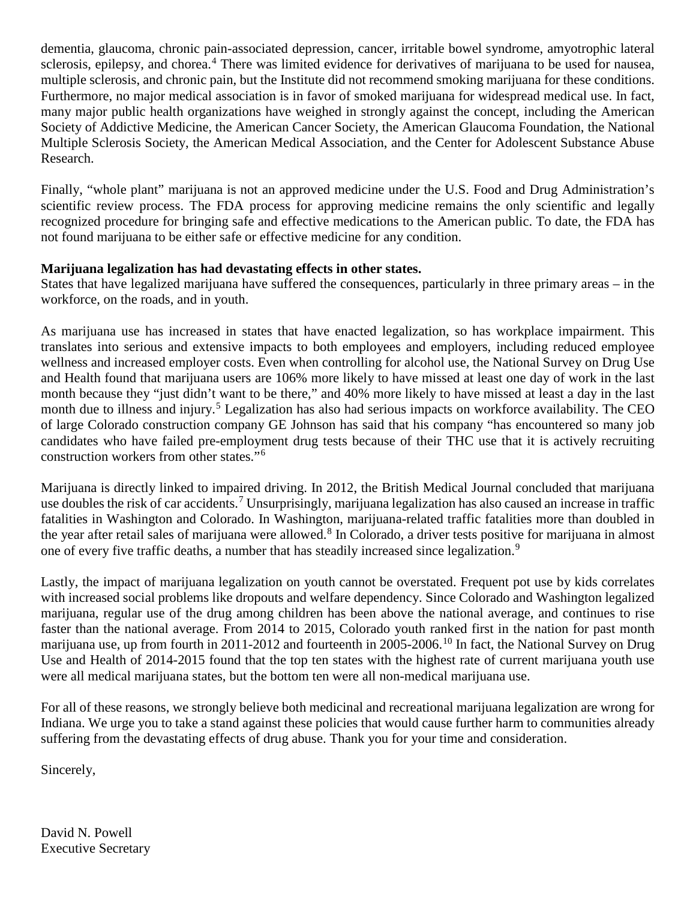dementia, glaucoma, chronic pain-associated depression, cancer, irritable bowel syndrome, amyotrophic lateral sclerosis, epilepsy, and chorea.[4] There was limited evidence for derivatives of marijuana to be used for nausea, multiple sclerosis, and chronic pain, but the Institute did not recommend smoking marijuana for these conditions. Furthermore, no major medical association is in favor of smoked marijuana for widespread medical use. In fact, many major public health organizations have weighed in strongly against the concept, including the American Society of Addictive Medicine, the American Cancer Society, the American Glaucoma Foundation, the National Multiple Sclerosis Society, the American Medical Association, and the Center for Adolescent Substance Abuse Research.

Finally, "whole plant" marijuana is not an approved medicine under the U.S. Food and Drug Administration's scientific review process. The FDA process for approving medicine remains the only scientific and legally recognized procedure for bringing safe and effective medications to the American public. To date, the FDA has not found marijuana to be either safe or effective medicine for any condition.

**Marijuana legalization has had devastating effects in other states.**

States that have legalized marijuana have suffered the consequences, particularly in three primary areas – in the workforce, on the roads, and in youth.

As marijuana use has increased in states that have enacted legalization, so has workplace impairment. This translates into serious and extensive impacts to both employees and employers, including reduced employee wellness and increased employer costs. Even when controlling for alcohol use, the National Survey on Drug Use and Health found that marijuana users are 106% more likely to have missed at least one day of work in the last month because they "just didn't want to be there," and 40% more likely to have missed at least a day in the last month due to illness and injury.[5] Legalization has also had serious impacts on workforce availability. The CEO of large Colorado construction company GE Johnson has said that his company "has encountered so many job candidates who have failed pre-employment drug tests because of their THC use that it is actively recruiting construction workers from other states."[6]

Marijuana is directly linked to impaired driving. In 2012, the British Medical Journal concluded that marijuana use doubles the risk of car accidents.[7] Unsurprisingly, marijuana legalization has also caused an increase in traffic fatalities in Washington and Colorado. In Washington, marijuana-related traffic fatalities more than doubled in the year after retail sales of marijuana were allowed.[8] In Colorado, a driver tests positive for marijuana in almost one of every five traffic deaths, a number that has steadily increased since legalization.[9]

Lastly, the impact of marijuana legalization on youth cannot be overstated. Frequent pot use by kids correlates with increased social problems like dropouts and welfare dependency. Since Colorado and Washington legalized marijuana, regular use of the drug among children has been above the national average, and continues to rise faster than the national average. From 2014 to 2015, Colorado youth ranked first in the nation for past month marijuana use, up from fourth in 2011-2012 and fourteenth in 2005-2006.[10] In fact, the National Survey on Drug Use and Health of 2014-2015 found that the top ten states with the highest rate of current marijuana youth use were all medical marijuana states, but the bottom ten were all non-medical marijuana use.

For all of these reasons, we strongly believe both medicinal and recreational marijuana legalization are wrong for Indiana. We urge you to take a stand against these policies that would cause further harm to communities already suffering from the devastating effects of drug abuse. Thank you for your time and consideration.

Sincerely,

David N. Powell
Executive Secretary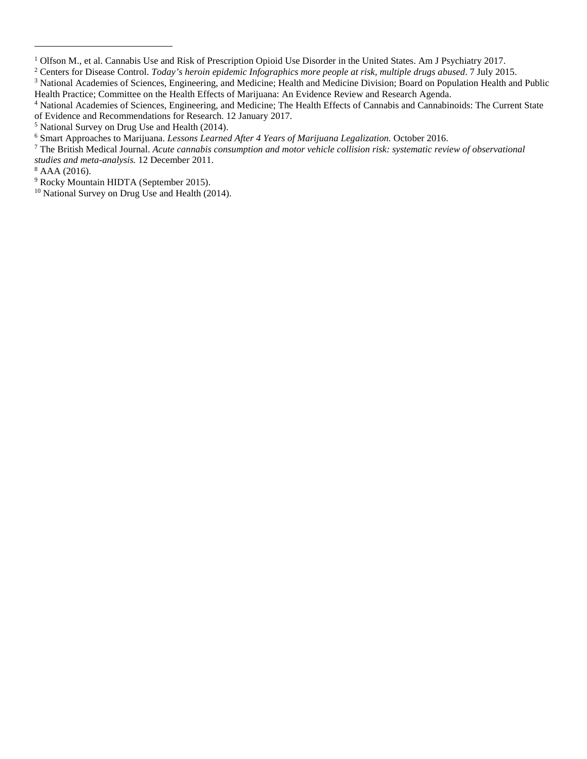[1] Olfson M., et al. Cannabis Use and Risk of Prescription Opioid Use Disorder in the United States. Am J Psychiatry 2017.

[2] Centers for Disease Control. *Today's heroin epidemic Infographics more people at risk, multiple drugs abused*. 7 July 2015.

[3] National Academies of Sciences, Engineering, and Medicine; Health and Medicine Division; Board on Population Health and Public Health Practice; Committee on the Health Effects of Marijuana: An Evidence Review and Research Agenda.

[4] National Academies of Sciences, Engineering, and Medicine; The Health Effects of Cannabis and Cannabinoids: The Current State of Evidence and Recommendations for Research. 12 January 2017.

[5] National Survey on Drug Use and Health (2014).

[6] Smart Approaches to Marijuana. *Lessons Learned After 4 Years of Marijuana Legalization.* October 2016.

[7] The British Medical Journal. *Acute cannabis consumption and motor vehicle collision risk: systematic review of observational studies and meta-analysis.* 12 December 2011.

[8] AAA (2016).

[9] Rocky Mountain HIDTA (September 2015).

[10] National Survey on Drug Use and Health (2014).